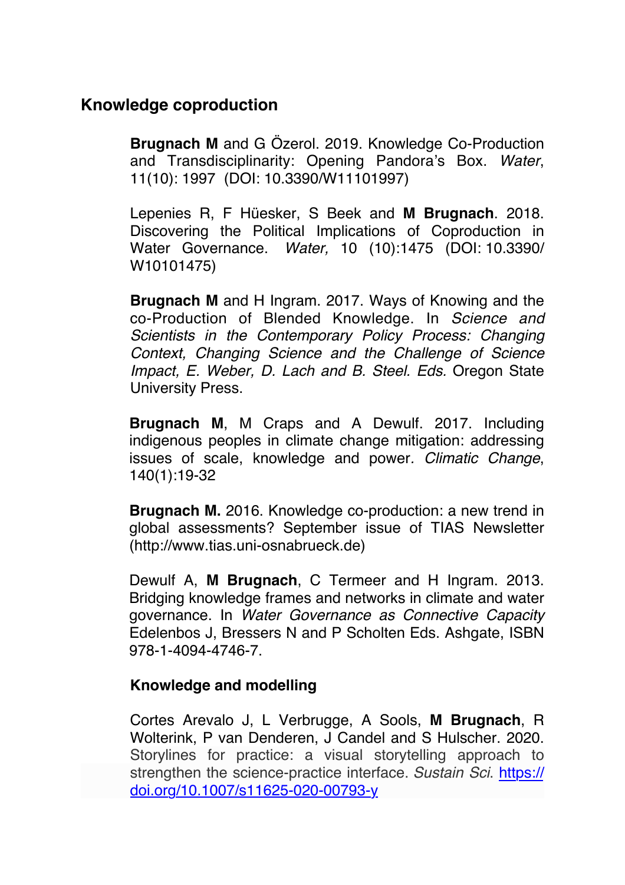## Knowledge coproduction

**Brugnach M** and G Özerol. 2019. Knowledge Co-Production and Transdisciplinarity: Opening Pandora's Box. *Water*, 11(10): 1997 (DOI: 10.3390/W11101997)

Lepenies R, F Hüesker, S Beek and **M Brugnach**. 2018. Discovering the Political Implications of Coproduction in Water Governance. *Water,* 10 (10):1475 (DOI: 10.3390/W10101475)

**Brugnach M** and H Ingram. 2017. Ways of Knowing and the co-Production of Blended Knowledge. In *Science and Scientists in the Contemporary Policy Process: Changing Context, Changing Science and the Challenge of Science Impact, E. Weber, D. Lach and B. Steel. Eds.* Oregon State University Press.

**Brugnach M**, M Craps and A Dewulf. 2017. Including indigenous peoples in climate change mitigation: addressing issues of scale, knowledge and power. *Climatic Change*, 140(1):19-32

**Brugnach M.** 2016. Knowledge co-production: a new trend in global assessments? September issue of TIAS Newsletter (http://www.tias.uni-osnabrueck.de)

Dewulf A, **M Brugnach**, C Termeer and H Ingram. 2013. Bridging knowledge frames and networks in climate and water governance. In *Water Governance as Connective Capacity* Edelenbos J, Bressers N and P Scholten Eds. Ashgate, ISBN 978-1-4094-4746-7.

### Knowledge and modelling

Cortes Arevalo J, L Verbrugge, A Sools, **M Brugnach**, R Wolterink, P van Denderen, J Candel and S Hulscher. 2020. Storylines for practice: a visual storytelling approach to strengthen the science-practice interface. *Sustain Sci*. https://doi.org/10.1007/s11625-020-00793-y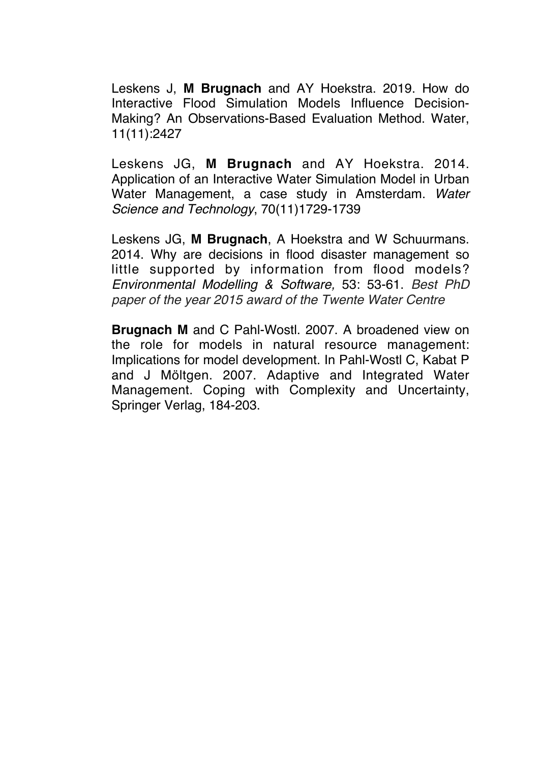Leskens J, **M Brugnach** and AY Hoekstra. 2019. How do Interactive Flood Simulation Models Influence Decision-Making? An Observations-Based Evaluation Method. Water, 11(11):2427

Leskens JG, **M Brugnach** and AY Hoekstra. 2014. Application of an Interactive Water Simulation Model in Urban Water Management, a case study in Amsterdam. *Water Science and Technology*, 70(11)1729-1739

Leskens JG, **M Brugnach**, A Hoekstra and W Schuurmans. 2014. Why are decisions in flood disaster management so little supported by information from flood models? *Environmental Modelling & Software,* 53: 53-61. *Best PhD paper of the year 2015 award of the Twente Water Centre*

**Brugnach M** and C Pahl-Wostl. 2007. A broadened view on the role for models in natural resource management: Implications for model development. In Pahl-Wostl C, Kabat P and J Möltgen. 2007. Adaptive and Integrated Water Management. Coping with Complexity and Uncertainty, Springer Verlag, 184-203.